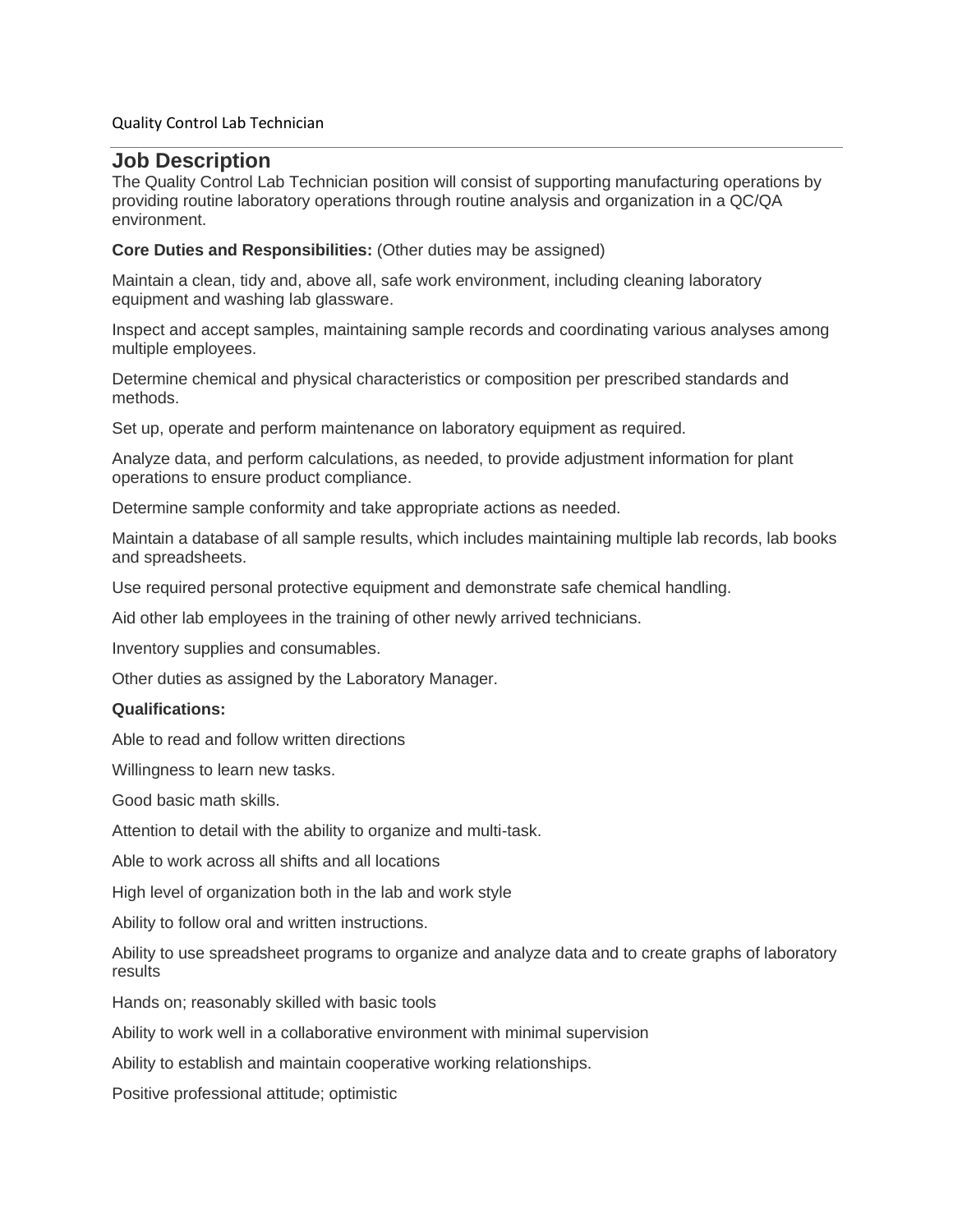Quality Control Lab Technician

## Job Description

The Quality Control Lab Technician position will consist of supporting manufacturing operations by providing routine laboratory operations through routine analysis and organization in a QC/QA environment.

**Core Duties and Responsibilities:** (Other duties may be assigned)

Maintain a clean, tidy and, above all, safe work environment, including cleaning laboratory equipment and washing lab glassware.

Inspect and accept samples, maintaining sample records and coordinating various analyses among multiple employees.

Determine chemical and physical characteristics or composition per prescribed standards and methods.

Set up, operate and perform maintenance on laboratory equipment as required.

Analyze data, and perform calculations, as needed, to provide adjustment information for plant operations to ensure product compliance.

Determine sample conformity and take appropriate actions as needed.

Maintain a database of all sample results, which includes maintaining multiple lab records, lab books and spreadsheets.

Use required personal protective equipment and demonstrate safe chemical handling.

Aid other lab employees in the training of other newly arrived technicians.

Inventory supplies and consumables.

Other duties as assigned by the Laboratory Manager.

**Qualifications:**

Able to read and follow written directions

Willingness to learn new tasks.

Good basic math skills.

Attention to detail with the ability to organize and multi-task.

Able to work across all shifts and all locations

High level of organization both in the lab and work style

Ability to follow oral and written instructions.

Ability to use spreadsheet programs to organize and analyze data and to create graphs of laboratory results

Hands on; reasonably skilled with basic tools

Ability to work well in a collaborative environment with minimal supervision

Ability to establish and maintain cooperative working relationships.

Positive professional attitude; optimistic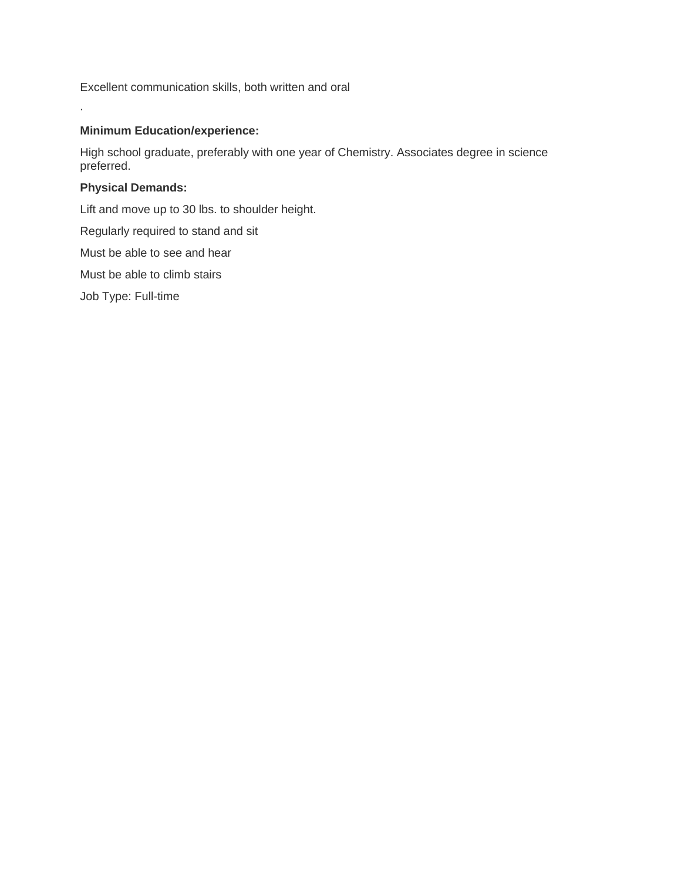Excellent communication skills, both written and oral

.

**Minimum Education/experience:**

High school graduate, preferably with one year of Chemistry. Associates degree in science preferred.

**Physical Demands:**

Lift and move up to 30 lbs. to shoulder height.

Regularly required to stand and sit

Must be able to see and hear

Must be able to climb stairs

Job Type: Full-time